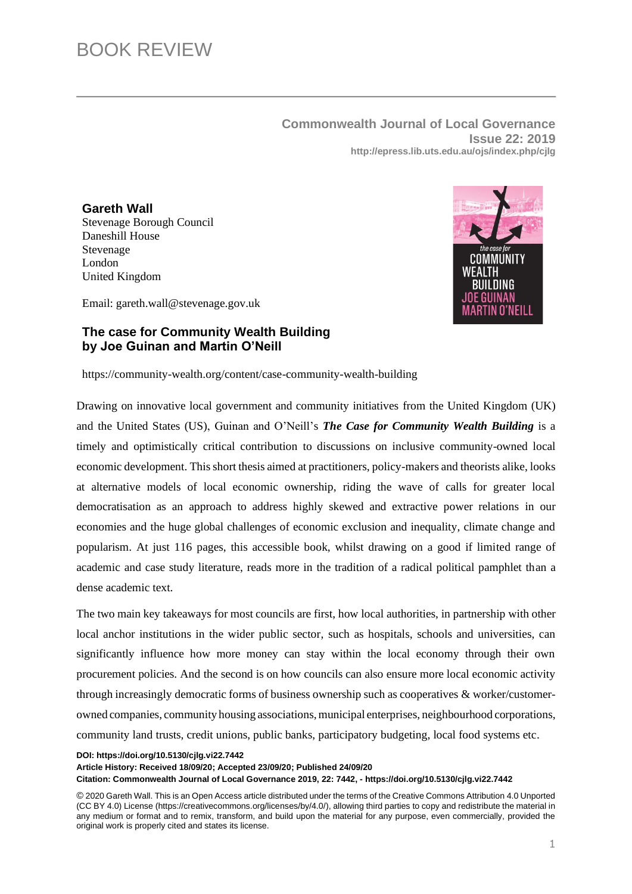# BOOK REVIEW

**Commonwealth Journal of Local Governance**
**Issue 22: 2019**
**http://epress.lib.uts.edu.au/ojs/index.php/cjlg**

**Gareth Wall**
Stevenage Borough Council
Daneshill House
Stevenage
London
United Kingdom

Email: gareth.wall@stevenage.gov.uk

## The case for Community Wealth Building by Joe Guinan and Martin O'Neill

https://community-wealth.org/content/case-community-wealth-building

Drawing on innovative local government and community initiatives from the United Kingdom (UK) and the United States (US), Guinan and O'Neill's ***The Case for Community Wealth Building*** is a timely and optimistically critical contribution to discussions on inclusive community-owned local economic development. This short thesis aimed at practitioners, policy-makers and theorists alike, looks at alternative models of local economic ownership, riding the wave of calls for greater local democratisation as an approach to address highly skewed and extractive power relations in our economies and the huge global challenges of economic exclusion and inequality, climate change and popularism. At just 116 pages, this accessible book, whilst drawing on a good if limited range of academic and case study literature, reads more in the tradition of a radical political pamphlet than a dense academic text.

The two main key takeaways for most councils are first, how local authorities, in partnership with other local anchor institutions in the wider public sector, such as hospitals, schools and universities, can significantly influence how more money can stay within the local economy through their own procurement policies. And the second is on how councils can also ensure more local economic activity through increasingly democratic forms of business ownership such as cooperatives & worker/customer-owned companies, community housing associations, municipal enterprises, neighbourhood corporations, community land trusts, credit unions, public banks, participatory budgeting, local food systems etc.

**DOI: https://doi.org/10.5130/cjlg.vi22.7442**
**Article History: Received 18/09/20; Accepted 23/09/20; Published 24/09/20**
**Citation: Commonwealth Journal of Local Governance 2019, 22: 7442, - https://doi.org/10.5130/cjlg.vi22.7442**

© 2020 Gareth Wall. This is an Open Access article distributed under the terms of the Creative Commons Attribution 4.0 Unported (CC BY 4.0) License (https://creativecommons.org/licenses/by/4.0/), allowing third parties to copy and redistribute the material in any medium or format and to remix, transform, and build upon the material for any purpose, even commercially, provided the original work is properly cited and states its license.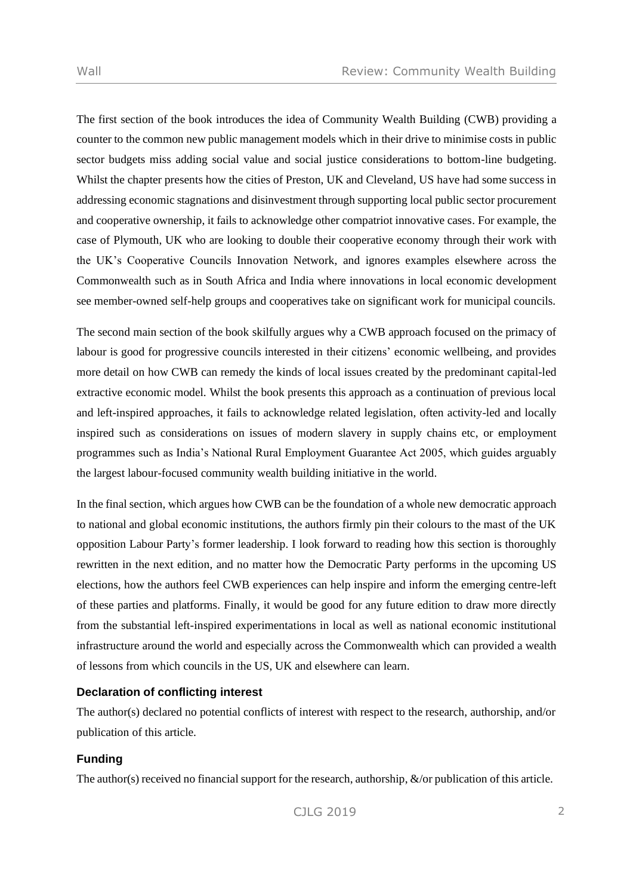The first section of the book introduces the idea of Community Wealth Building (CWB) providing a counter to the common new public management models which in their drive to minimise costs in public sector budgets miss adding social value and social justice considerations to bottom-line budgeting. Whilst the chapter presents how the cities of Preston, UK and Cleveland, US have had some success in addressing economic stagnations and disinvestment through supporting local public sector procurement and cooperative ownership, it fails to acknowledge other compatriot innovative cases. For example, the case of Plymouth, UK who are looking to double their cooperative economy through their work with the UK's Cooperative Councils Innovation Network, and ignores examples elsewhere across the Commonwealth such as in South Africa and India where innovations in local economic development see member-owned self-help groups and cooperatives take on significant work for municipal councils.

The second main section of the book skilfully argues why a CWB approach focused on the primacy of labour is good for progressive councils interested in their citizens' economic wellbeing, and provides more detail on how CWB can remedy the kinds of local issues created by the predominant capital-led extractive economic model. Whilst the book presents this approach as a continuation of previous local and left-inspired approaches, it fails to acknowledge related legislation, often activity-led and locally inspired such as considerations on issues of modern slavery in supply chains etc, or employment programmes such as India's National Rural Employment Guarantee Act 2005, which guides arguably the largest labour-focused community wealth building initiative in the world.

In the final section, which argues how CWB can be the foundation of a whole new democratic approach to national and global economic institutions, the authors firmly pin their colours to the mast of the UK opposition Labour Party's former leadership. I look forward to reading how this section is thoroughly rewritten in the next edition, and no matter how the Democratic Party performs in the upcoming US elections, how the authors feel CWB experiences can help inspire and inform the emerging centre-left of these parties and platforms. Finally, it would be good for any future edition to draw more directly from the substantial left-inspired experimentations in local as well as national economic institutional infrastructure around the world and especially across the Commonwealth which can provided a wealth of lessons from which councils in the US, UK and elsewhere can learn.

### Declaration of conflicting interest

The author(s) declared no potential conflicts of interest with respect to the research, authorship, and/or publication of this article.

### Funding

The author(s) received no financial support for the research, authorship, &/or publication of this article.